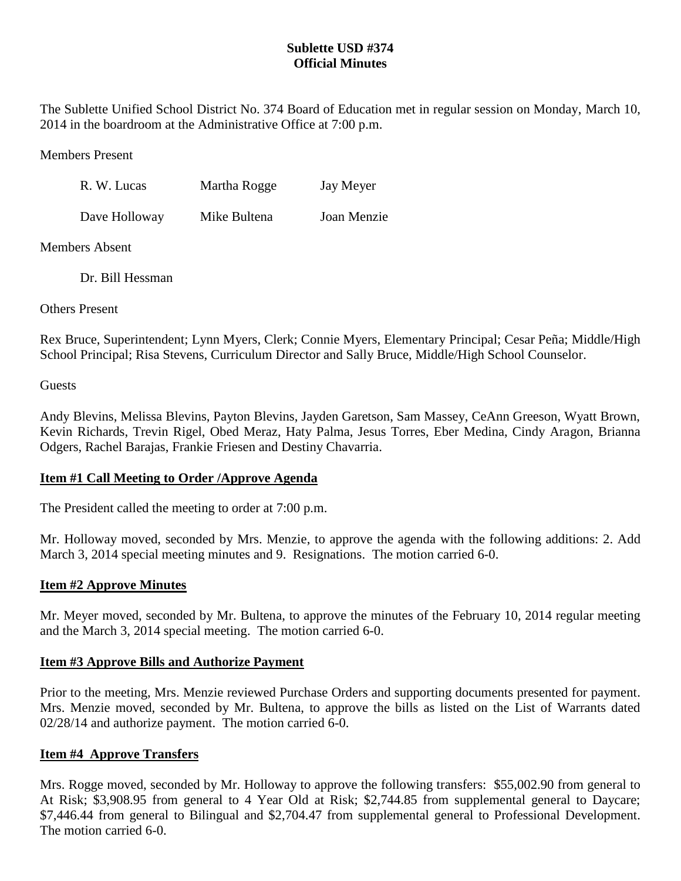**Sublette USD #374**
**Official Minutes**

The Sublette Unified School District No. 374 Board of Education met in regular session on Monday, March 10, 2014 in the boardroom at the Administrative Office at 7:00 p.m.

Members Present

| R. W. Lucas | Martha Rogge | Jay Meyer |
|---|---|---|
| Dave Holloway | Mike Bultena | Joan Menzie |

Members Absent

Dr. Bill Hessman

Others Present

Rex Bruce, Superintendent; Lynn Myers, Clerk; Connie Myers, Elementary Principal; Cesar Peña; Middle/High School Principal; Risa Stevens, Curriculum Director and Sally Bruce, Middle/High School Counselor.

Guests

Andy Blevins, Melissa Blevins, Payton Blevins, Jayden Garetson, Sam Massey, CeAnn Greeson, Wyatt Brown, Kevin Richards, Trevin Rigel, Obed Meraz, Haty Palma, Jesus Torres, Eber Medina, Cindy Aragon, Brianna Odgers, Rachel Barajas, Frankie Friesen and Destiny Chavarria.

**Item #1 Call Meeting to Order /Approve Agenda**

The President called the meeting to order at 7:00 p.m.

Mr. Holloway moved, seconded by Mrs. Menzie, to approve the agenda with the following additions: 2. Add March 3, 2014 special meeting minutes and 9. Resignations. The motion carried 6-0.

**Item #2 Approve Minutes**

Mr. Meyer moved, seconded by Mr. Bultena, to approve the minutes of the February 10, 2014 regular meeting and the March 3, 2014 special meeting. The motion carried 6-0.

**Item #3 Approve Bills and Authorize Payment**

Prior to the meeting, Mrs. Menzie reviewed Purchase Orders and supporting documents presented for payment. Mrs. Menzie moved, seconded by Mr. Bultena, to approve the bills as listed on the List of Warrants dated 02/28/14 and authorize payment. The motion carried 6-0.

**Item #4 Approve Transfers**

Mrs. Rogge moved, seconded by Mr. Holloway to approve the following transfers: $55,002.90 from general to At Risk; $3,908.95 from general to 4 Year Old at Risk; $2,744.85 from supplemental general to Daycare; $7,446.44 from general to Bilingual and $2,704.47 from supplemental general to Professional Development. The motion carried 6-0.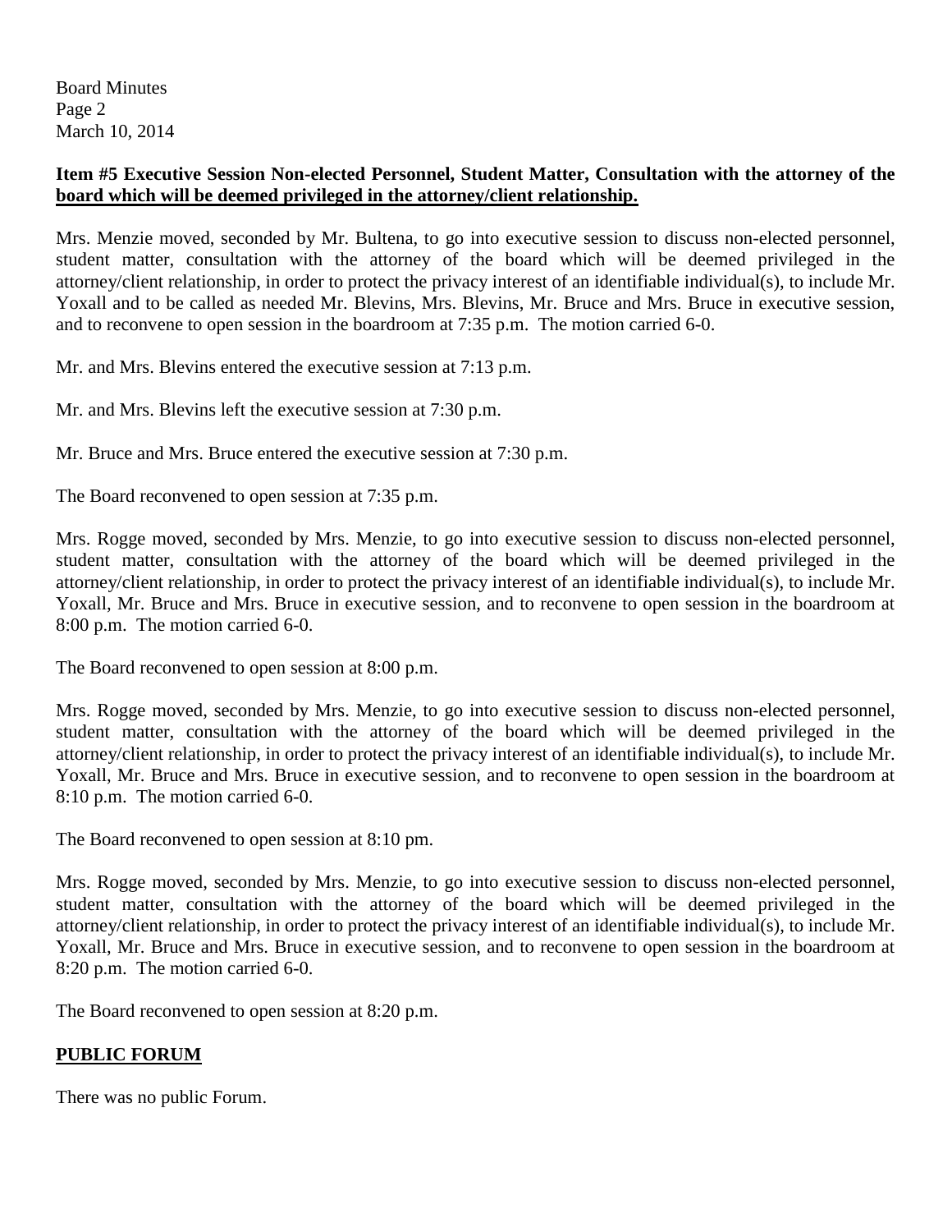**Item #5 Executive Session Non-elected Personnel, Student Matter, Consultation with the attorney of the board which will be deemed privileged in the attorney/client relationship.**

Mrs. Menzie moved, seconded by Mr. Bultena, to go into executive session to discuss non-elected personnel, student matter, consultation with the attorney of the board which will be deemed privileged in the attorney/client relationship, in order to protect the privacy interest of an identifiable individual(s), to include Mr. Yoxall and to be called as needed Mr. Blevins, Mrs. Blevins, Mr. Bruce and Mrs. Bruce in executive session, and to reconvene to open session in the boardroom at 7:35 p.m. The motion carried 6-0.

Mr. and Mrs. Blevins entered the executive session at 7:13 p.m.

Mr. and Mrs. Blevins left the executive session at 7:30 p.m.

Mr. Bruce and Mrs. Bruce entered the executive session at 7:30 p.m.

The Board reconvened to open session at 7:35 p.m.

Mrs. Rogge moved, seconded by Mrs. Menzie, to go into executive session to discuss non-elected personnel, student matter, consultation with the attorney of the board which will be deemed privileged in the attorney/client relationship, in order to protect the privacy interest of an identifiable individual(s), to include Mr. Yoxall, Mr. Bruce and Mrs. Bruce in executive session, and to reconvene to open session in the boardroom at 8:00 p.m. The motion carried 6-0.

The Board reconvened to open session at 8:00 p.m.

Mrs. Rogge moved, seconded by Mrs. Menzie, to go into executive session to discuss non-elected personnel, student matter, consultation with the attorney of the board which will be deemed privileged in the attorney/client relationship, in order to protect the privacy interest of an identifiable individual(s), to include Mr. Yoxall, Mr. Bruce and Mrs. Bruce in executive session, and to reconvene to open session in the boardroom at 8:10 p.m. The motion carried 6-0.

The Board reconvened to open session at 8:10 pm.

Mrs. Rogge moved, seconded by Mrs. Menzie, to go into executive session to discuss non-elected personnel, student matter, consultation with the attorney of the board which will be deemed privileged in the attorney/client relationship, in order to protect the privacy interest of an identifiable individual(s), to include Mr. Yoxall, Mr. Bruce and Mrs. Bruce in executive session, and to reconvene to open session in the boardroom at 8:20 p.m. The motion carried 6-0.

The Board reconvened to open session at 8:20 p.m.

**PUBLIC FORUM**

There was no public Forum.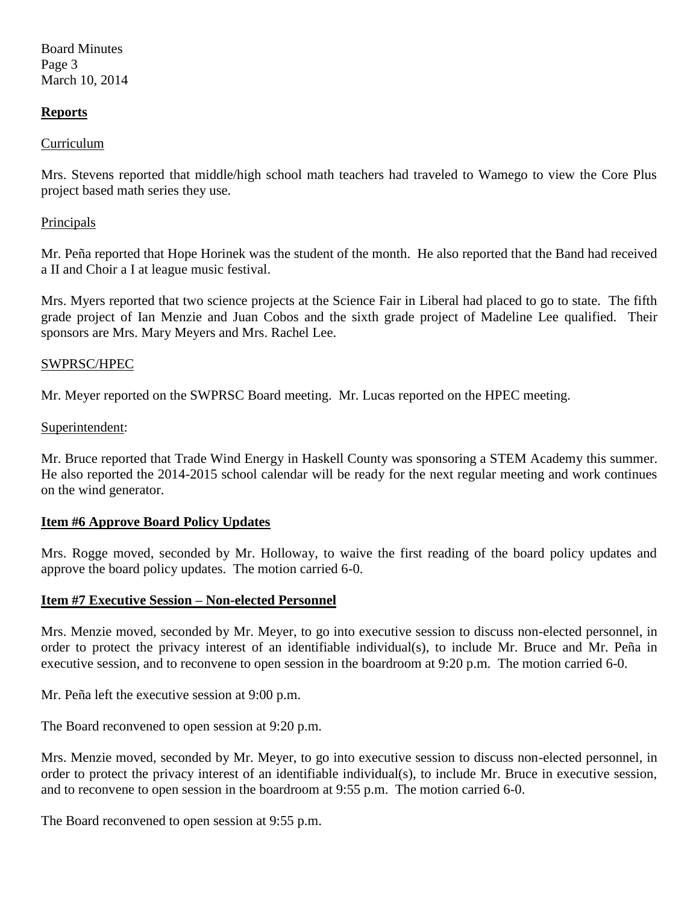**Reports**

Curriculum

Mrs. Stevens reported that middle/high school math teachers had traveled to Wamego to view the Core Plus project based math series they use.

Principals

Mr. Peña reported that Hope Horinek was the student of the month. He also reported that the Band had received a II and Choir a I at league music festival.

Mrs. Myers reported that two science projects at the Science Fair in Liberal had placed to go to state. The fifth grade project of Ian Menzie and Juan Cobos and the sixth grade project of Madeline Lee qualified. Their sponsors are Mrs. Mary Meyers and Mrs. Rachel Lee.

SWPRSC/HPEC

Mr. Meyer reported on the SWPRSC Board meeting. Mr. Lucas reported on the HPEC meeting.

Superintendent:

Mr. Bruce reported that Trade Wind Energy in Haskell County was sponsoring a STEM Academy this summer. He also reported the 2014-2015 school calendar will be ready for the next regular meeting and work continues on the wind generator.

**Item #6 Approve Board Policy Updates**

Mrs. Rogge moved, seconded by Mr. Holloway, to waive the first reading of the board policy updates and approve the board policy updates. The motion carried 6-0.

**Item #7 Executive Session – Non-elected Personnel**

Mrs. Menzie moved, seconded by Mr. Meyer, to go into executive session to discuss non-elected personnel, in order to protect the privacy interest of an identifiable individual(s), to include Mr. Bruce and Mr. Peña in executive session, and to reconvene to open session in the boardroom at 9:20 p.m. The motion carried 6-0.

Mr. Peña left the executive session at 9:00 p.m.

The Board reconvened to open session at 9:20 p.m.

Mrs. Menzie moved, seconded by Mr. Meyer, to go into executive session to discuss non-elected personnel, in order to protect the privacy interest of an identifiable individual(s), to include Mr. Bruce in executive session, and to reconvene to open session in the boardroom at 9:55 p.m. The motion carried 6-0.

The Board reconvened to open session at 9:55 p.m.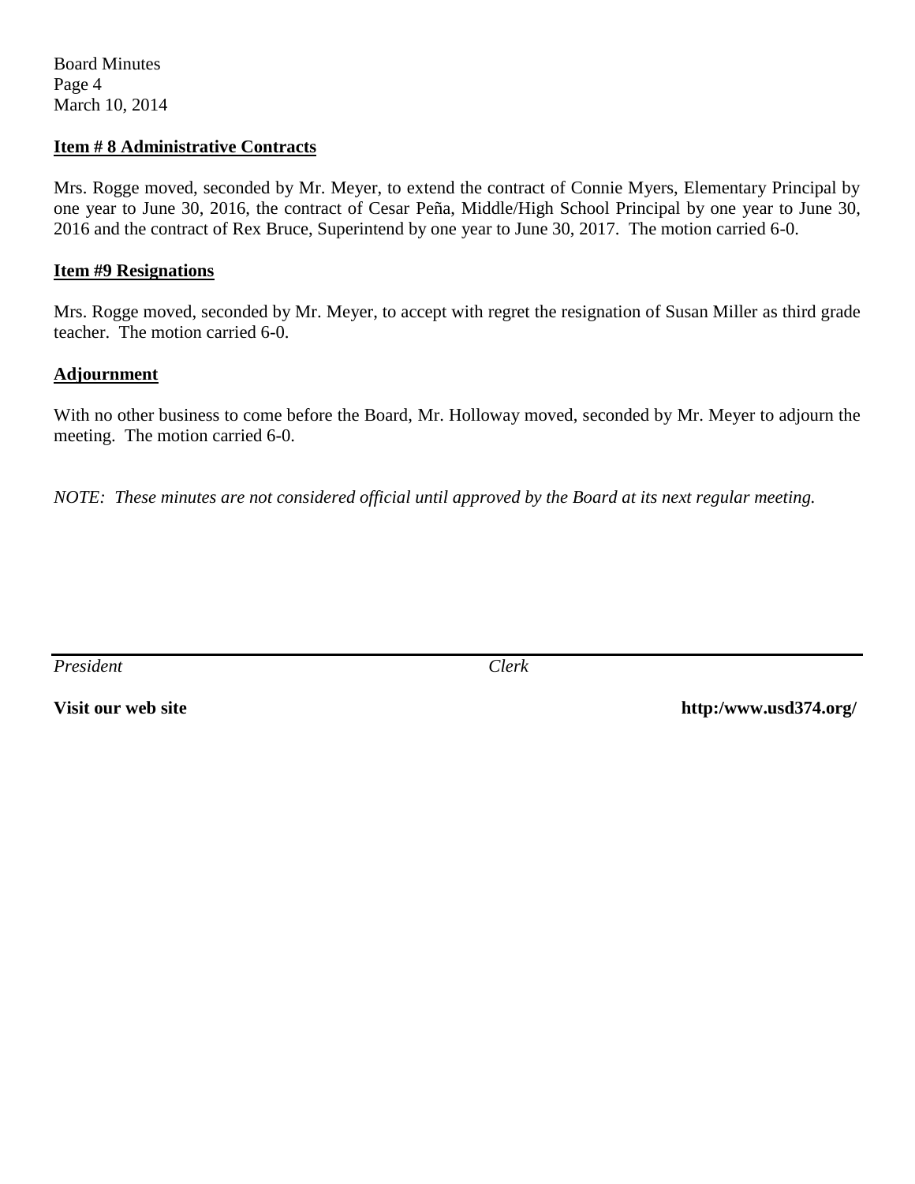**Item # 8 Administrative Contracts**

Mrs. Rogge moved, seconded by Mr. Meyer, to extend the contract of Connie Myers, Elementary Principal by one year to June 30, 2016, the contract of Cesar Peña, Middle/High School Principal by one year to June 30, 2016 and the contract of Rex Bruce, Superintend by one year to June 30, 2017. The motion carried 6-0.

**Item #9 Resignations**

Mrs. Rogge moved, seconded by Mr. Meyer, to accept with regret the resignation of Susan Miller as third grade teacher. The motion carried 6-0.

**Adjournment**

With no other business to come before the Board, Mr. Holloway moved, seconded by Mr. Meyer to adjourn the meeting. The motion carried 6-0.

*NOTE: These minutes are not considered official until approved by the Board at its next regular meeting.*

*President* *Clerk*

**Visit our web site** **http:/www.usd374.org/**